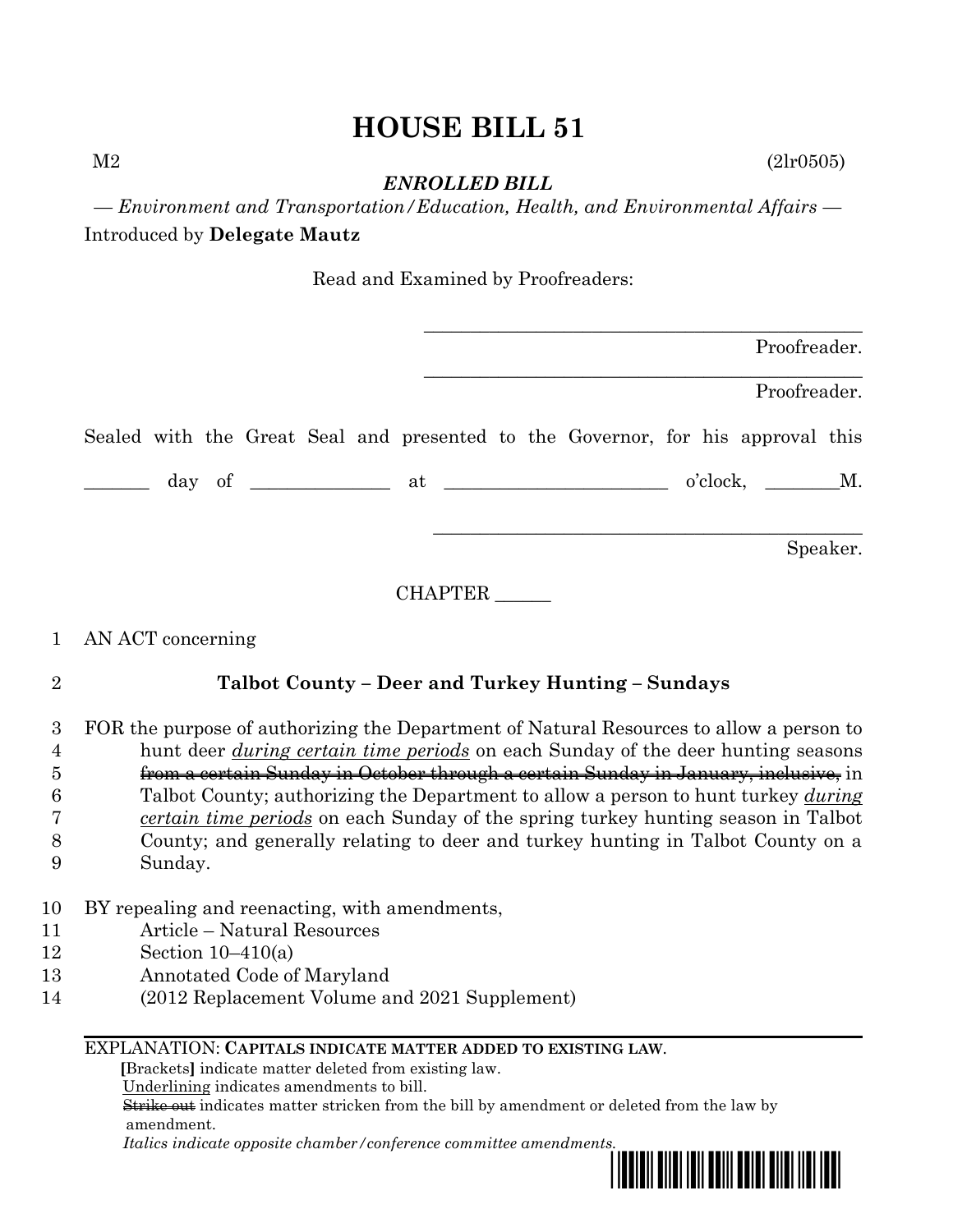# HOUSE BILL 51

M2 (2lr0505)

***ENROLLED BILL***

*— Environment and Transportation/Education, Health, and Environmental Affairs —*

Introduced by **Delegate Mautz**

Read and Examined by Proofreaders:

_______________________________________________ Proofreader.

_______________________________________________ Proofreader.

Sealed with the Great Seal and presented to the Governor, for his approval this

_______ day of ______________ at ________________________ o'clock, ________M.

_______________________________________________ Speaker.

CHAPTER ______

1 AN ACT concerning

2 **Talbot County – Deer and Turkey Hunting – Sundays**

3 FOR the purpose of authorizing the Department of Natural Resources to allow a person to
4 hunt deer <u>*during certain time periods*</u> on each Sunday of the deer hunting seasons
5 ~~from a certain Sunday in October through a certain Sunday in January, inclusive,~~ in
6 Talbot County; authorizing the Department to allow a person to hunt turkey <u>*during*</u>
7 <u>*certain time periods*</u> on each Sunday of the spring turkey hunting season in Talbot
8 County; and generally relating to deer and turkey hunting in Talbot County on a
9 Sunday.

10 BY repealing and reenacting, with amendments,
11 Article – Natural Resources
12 Section 10–410(a)
13 Annotated Code of Maryland
14 (2012 Replacement Volume and 2021 Supplement)

EXPLANATION: **CAPITALS INDICATE MATTER ADDED TO EXISTING LAW.**
**[**Brackets**]** indicate matter deleted from existing law.
<u>Underlining</u> indicates amendments to bill.
~~Strike out~~ indicates matter stricken from the bill by amendment or deleted from the law by amendment.
*Italics indicate opposite chamber/conference committee amendments.*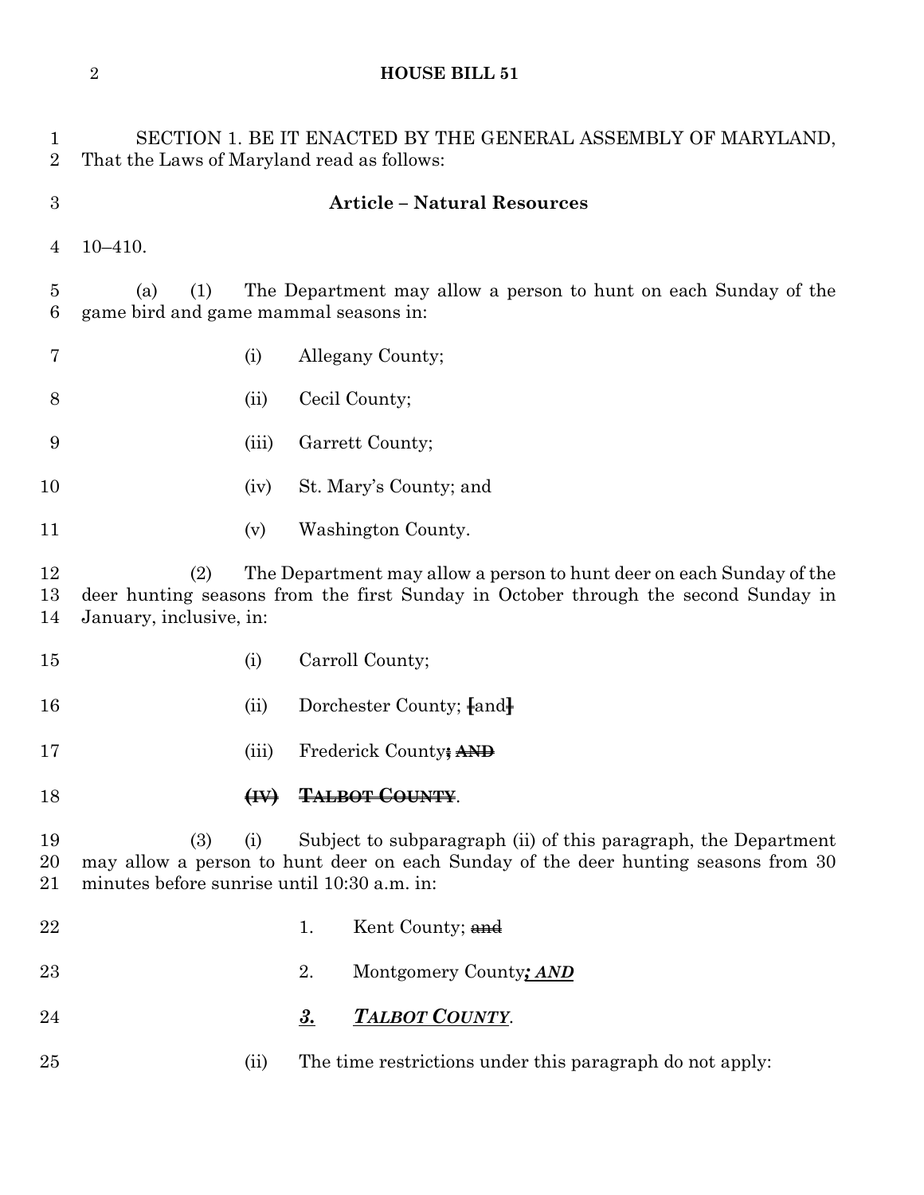SECTION 1. BE IT ENACTED BY THE GENERAL ASSEMBLY OF MARYLAND, That the Laws of Maryland read as follows:

**Article – Natural Resources**

10–410.

(a) (1) The Department may allow a person to hunt on each Sunday of the game bird and game mammal seasons in:

(i) Allegany County;

(ii) Cecil County;

(iii) Garrett County;

(iv) St. Mary's County; and

(v) Washington County.

(2) The Department may allow a person to hunt deer on each Sunday of the deer hunting seasons from the first Sunday in October through the second Sunday in January, inclusive, in:

(i) Carroll County;

(ii) Dorchester County; ~~[and]~~

(iii) Frederick County~~; AND~~

~~(IV) TALBOT COUNTY~~.

(3) (i) Subject to subparagraph (ii) of this paragraph, the Department may allow a person to hunt deer on each Sunday of the deer hunting seasons from 30 minutes before sunrise until 10:30 a.m. in:

1. Kent County; ~~and~~

2. Montgomery County***; AND***

***3.*** ***TALBOT COUNTY***.

(ii) The time restrictions under this paragraph do not apply: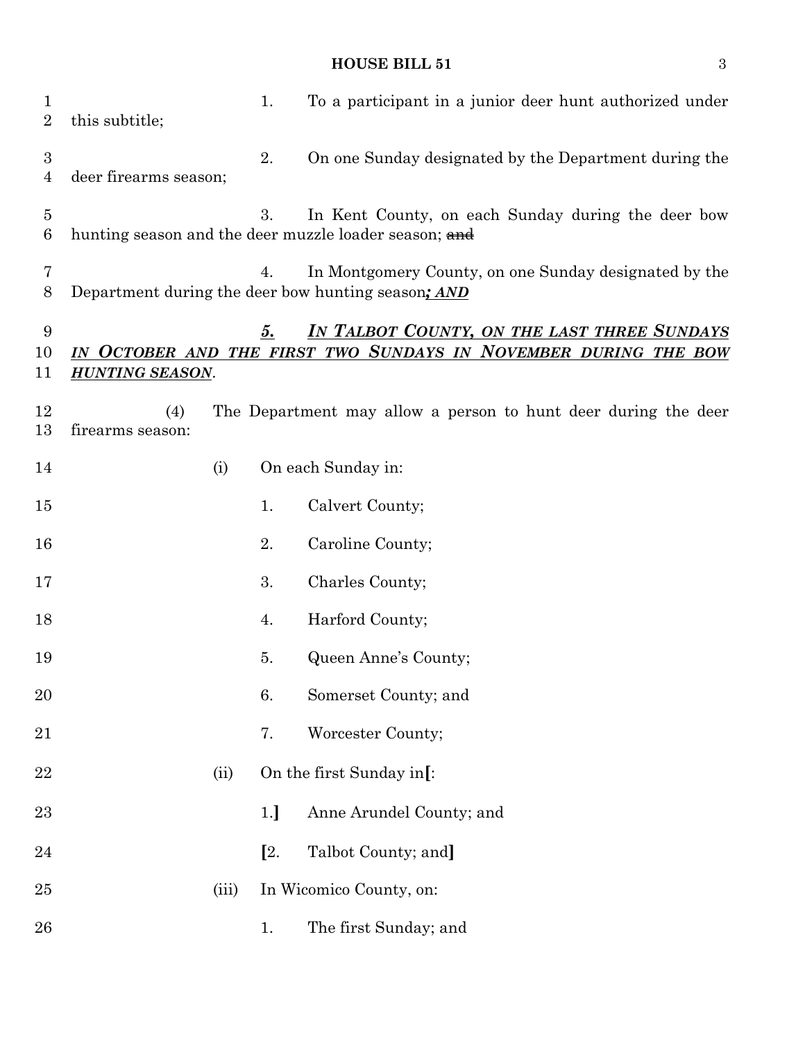1. To a participant in a junior deer hunt authorized under this subtitle;

2. On one Sunday designated by the Department during the deer firearms season;

3. In Kent County, on each Sunday during the deer bow hunting season and the deer muzzle loader season; ~~and~~

4. In Montgomery County, on one Sunday designated by the Department during the deer bow hunting season***; AND***

***5. IN TALBOT COUNTY, ON THE LAST THREE SUNDAYS IN OCTOBER AND THE FIRST TWO SUNDAYS IN NOVEMBER DURING THE BOW HUNTING SEASON***.

(4) The Department may allow a person to hunt deer during the deer firearms season:

(i) On each Sunday in:

1. Calvert County;

2. Caroline County;

3. Charles County;

4. Harford County;

5. Queen Anne's County;

6. Somerset County; and

7. Worcester County;

(ii) On the first Sunday in**[**:

1.**]** Anne Arundel County; and

**[**2. Talbot County; and**]**

(iii) In Wicomico County, on:

1. The first Sunday; and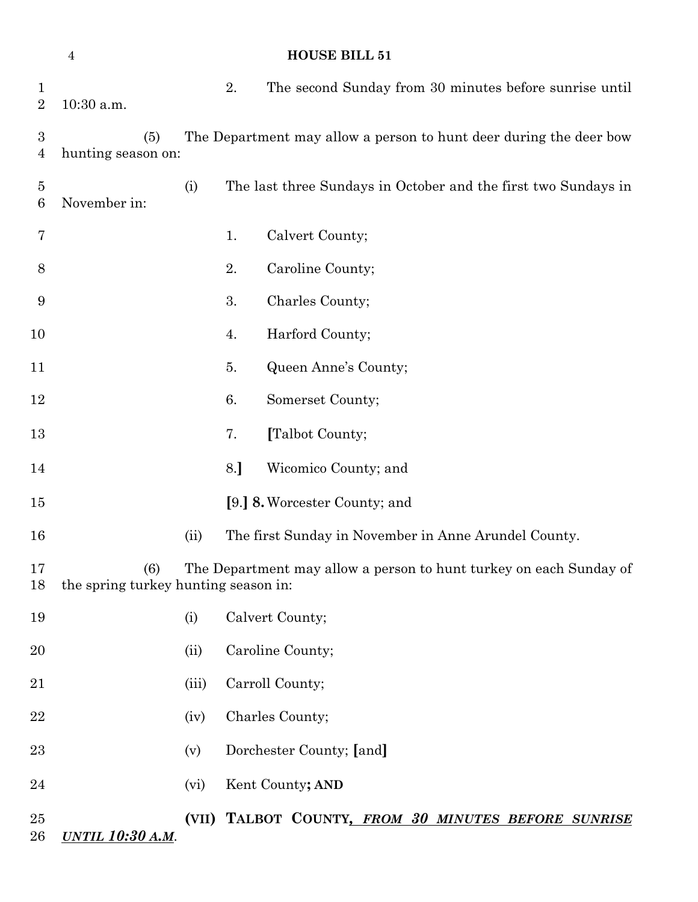2. The second Sunday from 30 minutes before sunrise until 10:30 a.m.

(5) The Department may allow a person to hunt deer during the deer bow hunting season on:

(i) The last three Sundays in October and the first two Sundays in November in:

1. Calvert County;

2. Caroline County;

3. Charles County;

4. Harford County;

5. Queen Anne's County;

6. Somerset County;

7. [Talbot County;

8.] Wicomico County; and

[9.] **8.** Worcester County; and

(ii) The first Sunday in November in Anne Arundel County.

(6) The Department may allow a person to hunt turkey on each Sunday of the spring turkey hunting season in:

(i) Calvert County;

(ii) Caroline County;

(iii) Carroll County;

(iv) Charles County;

(v) Dorchester County; [and]

(vi) Kent County**; AND**

**(VII) TALBOT COUNTY***__, FROM 30 MINUTES BEFORE SUNRISE UNTIL 10:30 A.M__*.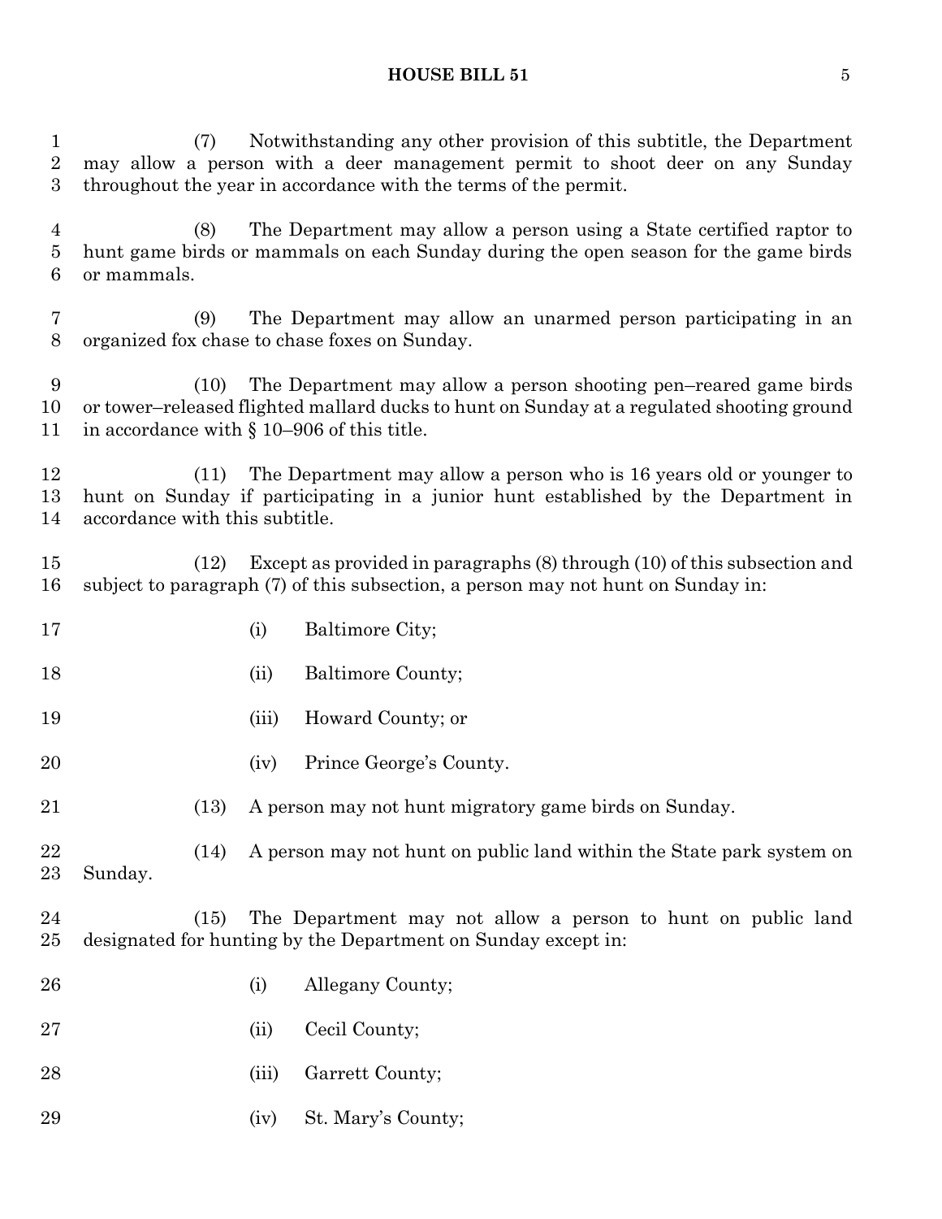(7) Notwithstanding any other provision of this subtitle, the Department may allow a person with a deer management permit to shoot deer on any Sunday throughout the year in accordance with the terms of the permit.

(8) The Department may allow a person using a State certified raptor to hunt game birds or mammals on each Sunday during the open season for the game birds or mammals.

(9) The Department may allow an unarmed person participating in an organized fox chase to chase foxes on Sunday.

(10) The Department may allow a person shooting pen–reared game birds or tower–released flighted mallard ducks to hunt on Sunday at a regulated shooting ground in accordance with § 10–906 of this title.

(11) The Department may allow a person who is 16 years old or younger to hunt on Sunday if participating in a junior hunt established by the Department in accordance with this subtitle.

(12) Except as provided in paragraphs (8) through (10) of this subsection and subject to paragraph (7) of this subsection, a person may not hunt on Sunday in:

(i) Baltimore City;

(ii) Baltimore County;

(iii) Howard County; or

(iv) Prince George's County.

(13) A person may not hunt migratory game birds on Sunday.

(14) A person may not hunt on public land within the State park system on Sunday.

(15) The Department may not allow a person to hunt on public land designated for hunting by the Department on Sunday except in:

(i) Allegany County;

(ii) Cecil County;

(iii) Garrett County;

(iv) St. Mary's County;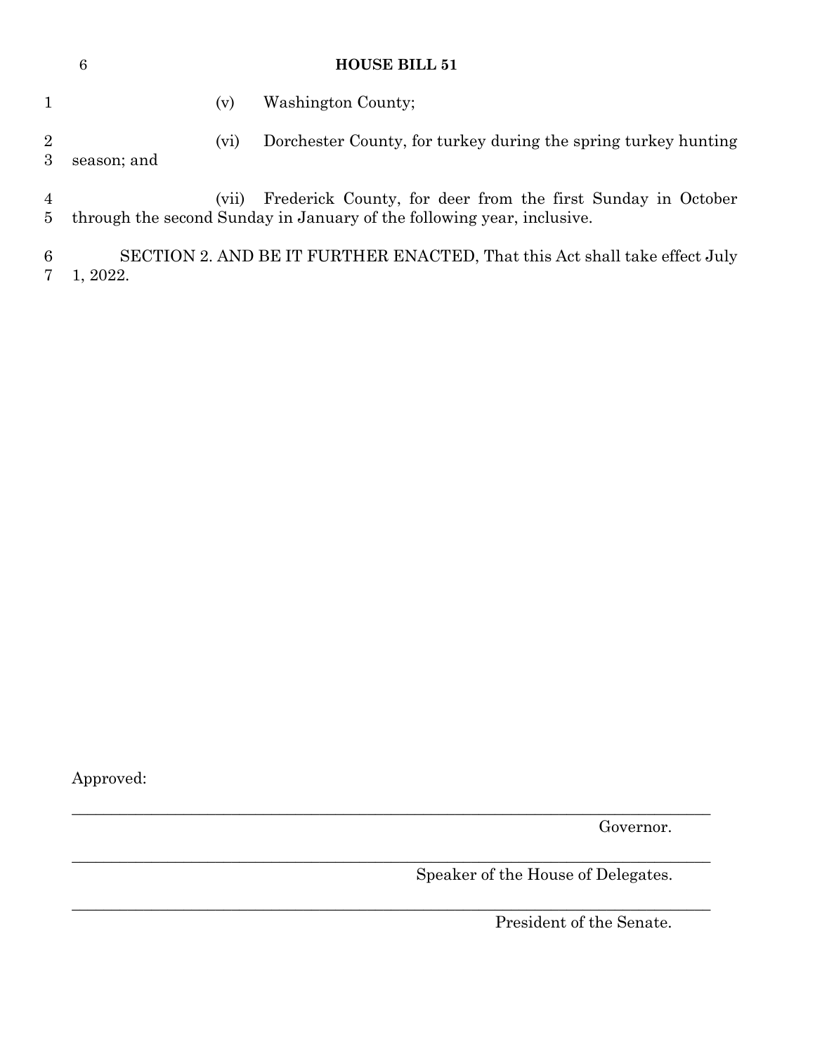(v) Washington County;

(vi) Dorchester County, for turkey during the spring turkey hunting season; and

(vii) Frederick County, for deer from the first Sunday in October through the second Sunday in January of the following year, inclusive.

SECTION 2. AND BE IT FURTHER ENACTED, That this Act shall take effect July 1, 2022.

Approved:

\_\_\_\_\_\_\_\_\_\_\_\_\_\_\_\_\_\_\_\_\_\_\_\_\_\_\_\_\_\_\_\_\_\_\_\_\_\_\_\_\_\_\_\_\_\_\_\_\_\_\_\_\_\_\_\_\_\_\_\_

Governor.

\_\_\_\_\_\_\_\_\_\_\_\_\_\_\_\_\_\_\_\_\_\_\_\_\_\_\_\_\_\_\_\_\_\_\_\_\_\_\_\_\_\_\_\_\_\_\_\_\_\_\_\_\_\_\_\_\_\_\_\_

Speaker of the House of Delegates.

\_\_\_\_\_\_\_\_\_\_\_\_\_\_\_\_\_\_\_\_\_\_\_\_\_\_\_\_\_\_\_\_\_\_\_\_\_\_\_\_\_\_\_\_\_\_\_\_\_\_\_\_\_\_\_\_\_\_\_\_

President of the Senate.